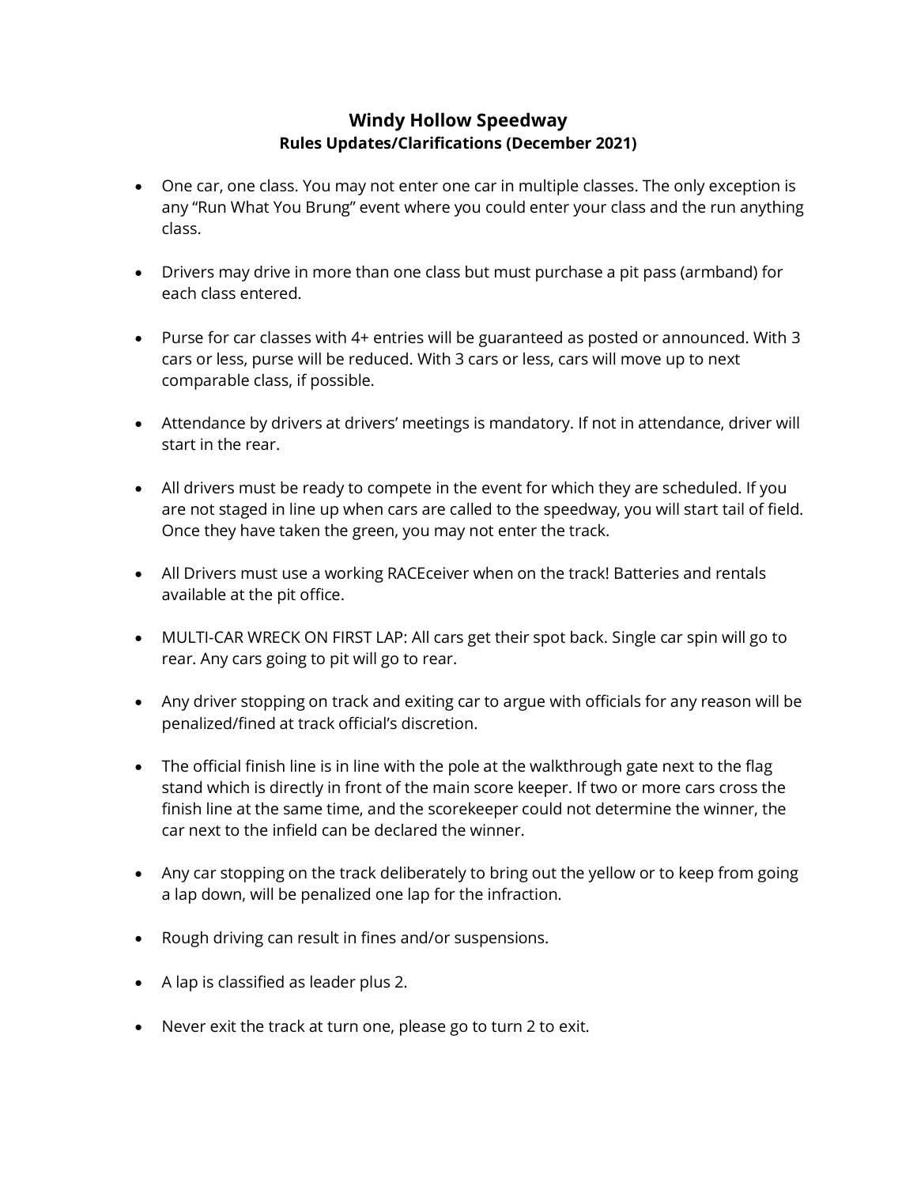# Windy Hollow Speedway

## Rules Updates/Clarifications (December 2021)

- One car, one class. You may not enter one car in multiple classes. The only exception is any "Run What You Brung" event where you could enter your class and the run anything class.
- Drivers may drive in more than one class but must purchase a pit pass (armband) for each class entered.
- Purse for car classes with 4+ entries will be guaranteed as posted or announced. With 3 cars or less, purse will be reduced. With 3 cars or less, cars will move up to next comparable class, if possible.
- Attendance by drivers at drivers' meetings is mandatory. If not in attendance, driver will start in the rear.
- All drivers must be ready to compete in the event for which they are scheduled. If you are not staged in line up when cars are called to the speedway, you will start tail of field. Once they have taken the green, you may not enter the track.
- All Drivers must use a working RACEceiver when on the track! Batteries and rentals available at the pit office.
- MULTI-CAR WRECK ON FIRST LAP: All cars get their spot back. Single car spin will go to rear. Any cars going to pit will go to rear.
- Any driver stopping on track and exiting car to argue with officials for any reason will be penalized/fined at track official's discretion.
- The official finish line is in line with the pole at the walkthrough gate next to the flag stand which is directly in front of the main score keeper. If two or more cars cross the finish line at the same time, and the scorekeeper could not determine the winner, the car next to the infield can be declared the winner.
- Any car stopping on the track deliberately to bring out the yellow or to keep from going a lap down, will be penalized one lap for the infraction.
- Rough driving can result in fines and/or suspensions.
- A lap is classified as leader plus 2.
- Never exit the track at turn one, please go to turn 2 to exit.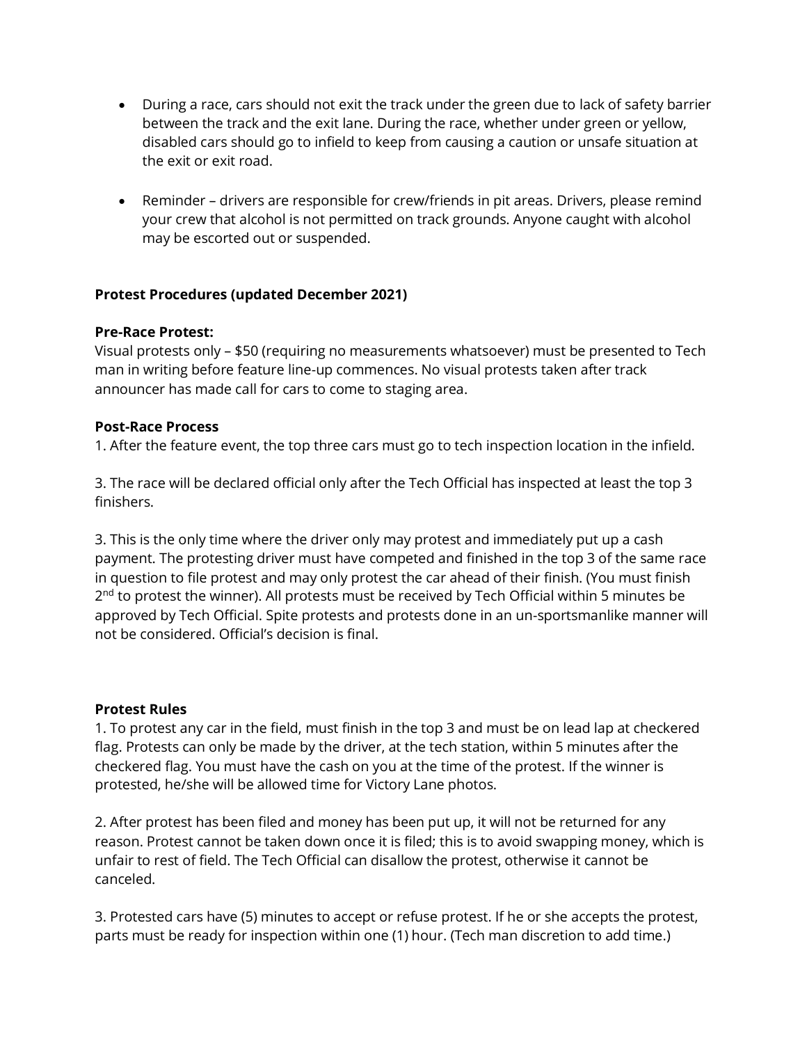- During a race, cars should not exit the track under the green due to lack of safety barrier between the track and the exit lane. During the race, whether under green or yellow, disabled cars should go to infield to keep from causing a caution or unsafe situation at the exit or exit road.

- Reminder – drivers are responsible for crew/friends in pit areas. Drivers, please remind your crew that alcohol is not permitted on track grounds. Anyone caught with alcohol may be escorted out or suspended.

**Protest Procedures (updated December 2021)**

**Pre-Race Protest:**
Visual protests only – $50 (requiring no measurements whatsoever) must be presented to Tech man in writing before feature line-up commences. No visual protests taken after track announcer has made call for cars to come to staging area.

**Post-Race Process**
1. After the feature event, the top three cars must go to tech inspection location in the infield.

3. The race will be declared official only after the Tech Official has inspected at least the top 3 finishers.

3. This is the only time where the driver only may protest and immediately put up a cash payment. The protesting driver must have competed and finished in the top 3 of the same race in question to file protest and may only protest the car ahead of their finish. (You must finish 2nd to protest the winner). All protests must be received by Tech Official within 5 minutes be approved by Tech Official. Spite protests and protests done in an un-sportsmanlike manner will not be considered. Official's decision is final.

**Protest Rules**
1. To protest any car in the field, must finish in the top 3 and must be on lead lap at checkered flag. Protests can only be made by the driver, at the tech station, within 5 minutes after the checkered flag. You must have the cash on you at the time of the protest. If the winner is protested, he/she will be allowed time for Victory Lane photos.

2. After protest has been filed and money has been put up, it will not be returned for any reason. Protest cannot be taken down once it is filed; this is to avoid swapping money, which is unfair to rest of field. The Tech Official can disallow the protest, otherwise it cannot be canceled.

3. Protested cars have (5) minutes to accept or refuse protest. If he or she accepts the protest, parts must be ready for inspection within one (1) hour. (Tech man discretion to add time.)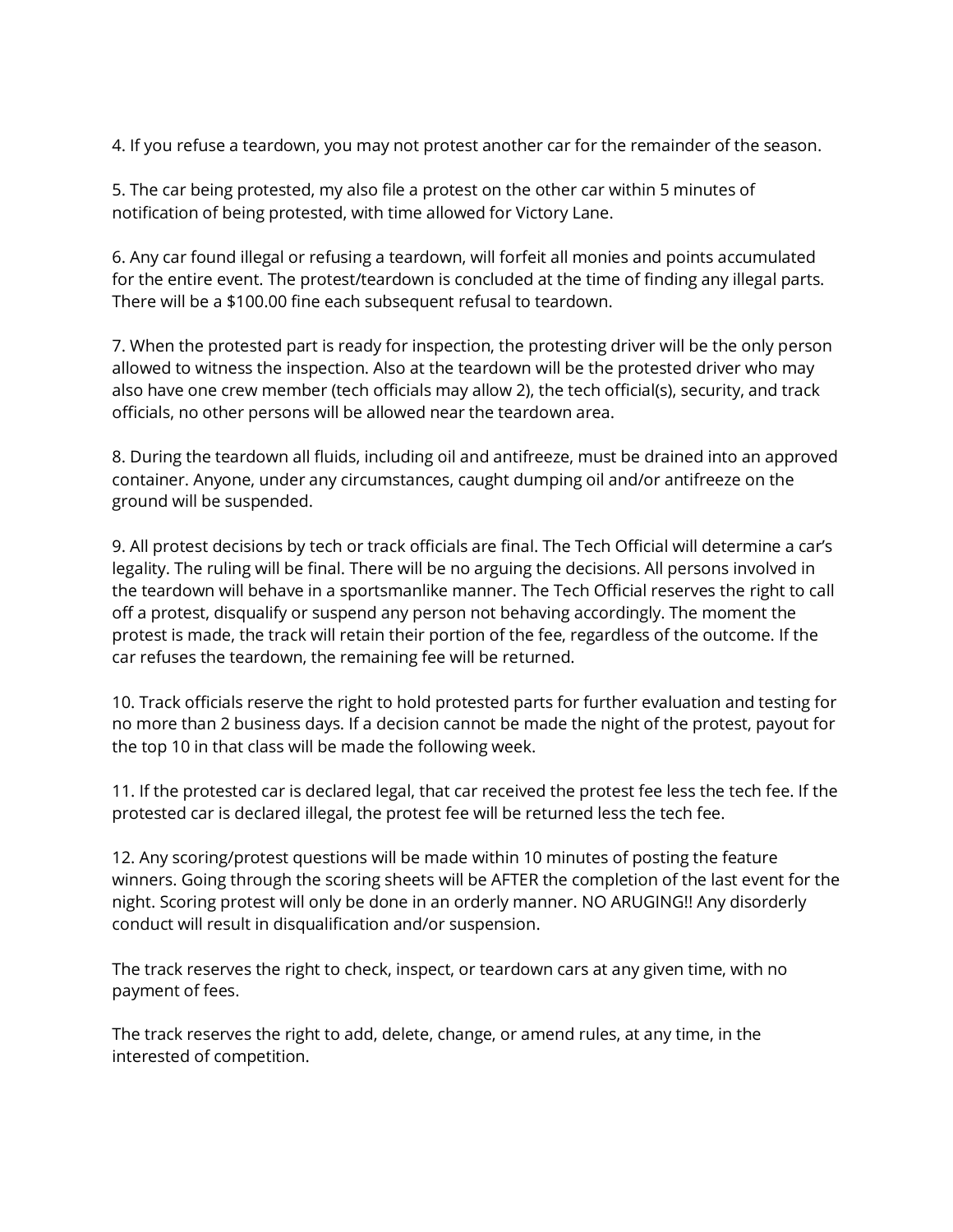4. If you refuse a teardown, you may not protest another car for the remainder of the season.

5. The car being protested, my also file a protest on the other car within 5 minutes of notification of being protested, with time allowed for Victory Lane.

6. Any car found illegal or refusing a teardown, will forfeit all monies and points accumulated for the entire event. The protest/teardown is concluded at the time of finding any illegal parts. There will be a $100.00 fine each subsequent refusal to teardown.

7. When the protested part is ready for inspection, the protesting driver will be the only person allowed to witness the inspection. Also at the teardown will be the protested driver who may also have one crew member (tech officials may allow 2), the tech official(s), security, and track officials, no other persons will be allowed near the teardown area.

8. During the teardown all fluids, including oil and antifreeze, must be drained into an approved container. Anyone, under any circumstances, caught dumping oil and/or antifreeze on the ground will be suspended.

9. All protest decisions by tech or track officials are final. The Tech Official will determine a car's legality. The ruling will be final. There will be no arguing the decisions. All persons involved in the teardown will behave in a sportsmanlike manner. The Tech Official reserves the right to call off a protest, disqualify or suspend any person not behaving accordingly. The moment the protest is made, the track will retain their portion of the fee, regardless of the outcome. If the car refuses the teardown, the remaining fee will be returned.

10. Track officials reserve the right to hold protested parts for further evaluation and testing for no more than 2 business days. If a decision cannot be made the night of the protest, payout for the top 10 in that class will be made the following week.

11. If the protested car is declared legal, that car received the protest fee less the tech fee. If the protested car is declared illegal, the protest fee will be returned less the tech fee.

12. Any scoring/protest questions will be made within 10 minutes of posting the feature winners. Going through the scoring sheets will be AFTER the completion of the last event for the night. Scoring protest will only be done in an orderly manner. NO ARUGING!! Any disorderly conduct will result in disqualification and/or suspension.

The track reserves the right to check, inspect, or teardown cars at any given time, with no payment of fees.

The track reserves the right to add, delete, change, or amend rules, at any time, in the interested of competition.